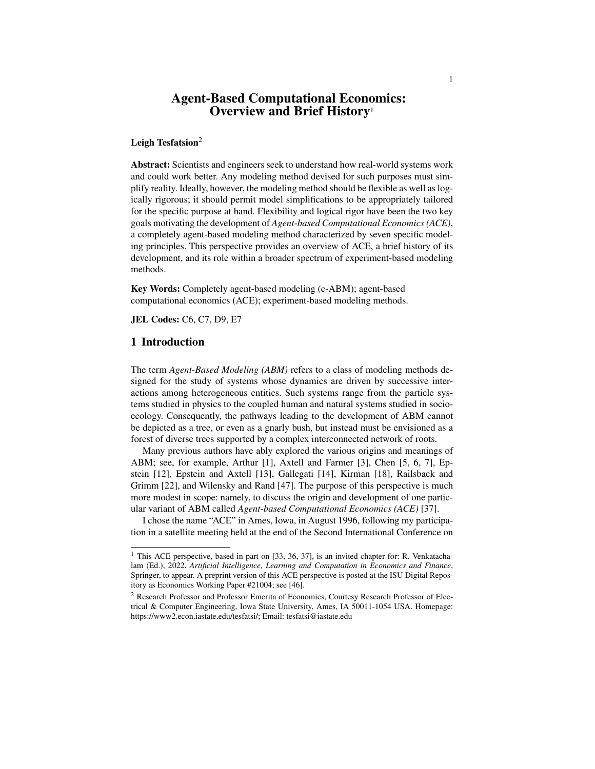# Agent-Based Computational Economics: Overview and Brief History[1]

**Leigh Tesfatsion**[2]

**Abstract:** Scientists and engineers seek to understand how real-world systems work and could work better. Any modeling method devised for such purposes must simplify reality. Ideally, however, the modeling method should be flexible as well as logically rigorous; it should permit model simplifications to be appropriately tailored for the specific purpose at hand. Flexibility and logical rigor have been the two key goals motivating the development of *Agent-based Computational Economics (ACE)*, a completely agent-based modeling method characterized by seven specific modeling principles. This perspective provides an overview of ACE, a brief history of its development, and its role within a broader spectrum of experiment-based modeling methods.

**Key Words:** Completely agent-based modeling (c-ABM); agent-based computational economics (ACE); experiment-based modeling methods.

**JEL Codes:** C6, C7, D9, E7

## 1 Introduction

The term *Agent-Based Modeling (ABM)* refers to a class of modeling methods designed for the study of systems whose dynamics are driven by successive interactions among heterogeneous entities. Such systems range from the particle systems studied in physics to the coupled human and natural systems studied in socioecology. Consequently, the pathways leading to the development of ABM cannot be depicted as a tree, or even as a gnarly bush, but instead must be envisioned as a forest of diverse trees supported by a complex interconnected network of roots.

Many previous authors have ably explored the various origins and meanings of ABM; see, for example, Arthur [1], Axtell and Farmer [3], Chen [5, 6, 7], Epstein [12], Epstein and Axtell [13], Gallegati [14], Kirman [18], Railsback and Grimm [22], and Wilensky and Rand [47]. The purpose of this perspective is much more modest in scope: namely, to discuss the origin and development of one particular variant of ABM called *Agent-based Computational Economics (ACE)* [37].

I chose the name "ACE" in Ames, Iowa, in August 1996, following my participation in a satellite meeting held at the end of the Second International Conference on

---

[1] This ACE perspective, based in part on [33, 36, 37], is an invited chapter for: R. Venkatachalam (Ed.), 2022. *Artificial Intelligence, Learning and Computation in Economics and Finance*, Springer, to appear. A preprint version of this ACE perspective is posted at the ISU Digital Repository as Economics Working Paper #21004; see [46].

[2] Research Professor and Professor Emerita of Economics, Courtesy Research Professor of Electrical & Computer Engineering, Iowa State University, Ames, IA 50011-1054 USA. Homepage: https://www2.econ.iastate.edu/tesfatsi/; Email: tesfatsi@iastate.edu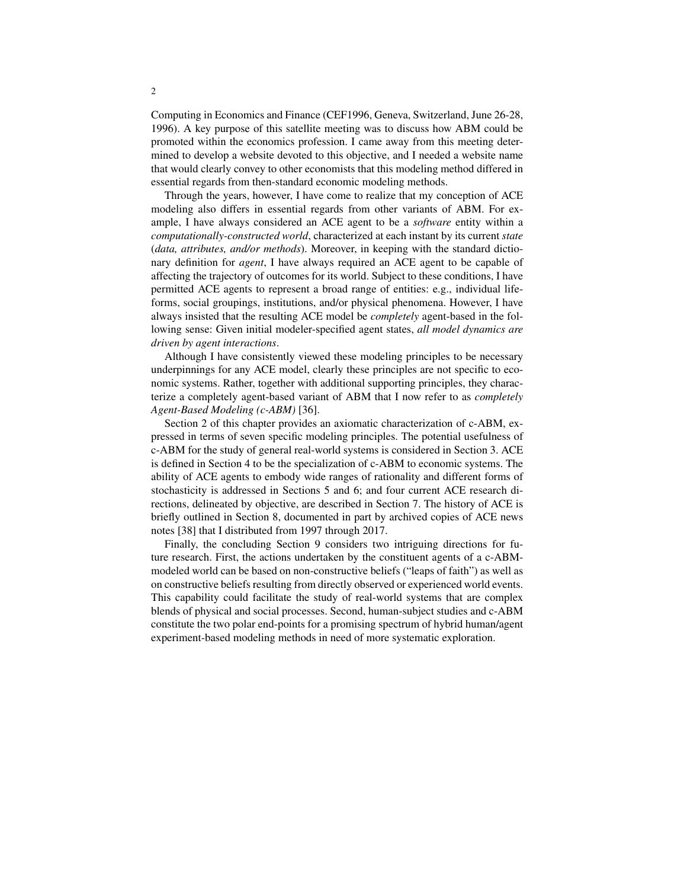Computing in Economics and Finance (CEF1996, Geneva, Switzerland, June 26-28, 1996). A key purpose of this satellite meeting was to discuss how ABM could be promoted within the economics profession. I came away from this meeting determined to develop a website devoted to this objective, and I needed a website name that would clearly convey to other economists that this modeling method differed in essential regards from then-standard economic modeling methods.

Through the years, however, I have come to realize that my conception of ACE modeling also differs in essential regards from other variants of ABM. For example, I have always considered an ACE agent to be a *software* entity within a *computationally-constructed world*, characterized at each instant by its current *state* (*data, attributes, and/or methods*). Moreover, in keeping with the standard dictionary definition for *agent*, I have always required an ACE agent to be capable of affecting the trajectory of outcomes for its world. Subject to these conditions, I have permitted ACE agents to represent a broad range of entities: e.g., individual life-forms, social groupings, institutions, and/or physical phenomena. However, I have always insisted that the resulting ACE model be *completely* agent-based in the following sense: Given initial modeler-specified agent states, *all model dynamics are driven by agent interactions*.

Although I have consistently viewed these modeling principles to be necessary underpinnings for any ACE model, clearly these principles are not specific to economic systems. Rather, together with additional supporting principles, they characterize a completely agent-based variant of ABM that I now refer to as *completely Agent-Based Modeling (c-ABM)* [36].

Section 2 of this chapter provides an axiomatic characterization of c-ABM, expressed in terms of seven specific modeling principles. The potential usefulness of c-ABM for the study of general real-world systems is considered in Section 3. ACE is defined in Section 4 to be the specialization of c-ABM to economic systems. The ability of ACE agents to embody wide ranges of rationality and different forms of stochasticity is addressed in Sections 5 and 6; and four current ACE research directions, delineated by objective, are described in Section 7. The history of ACE is briefly outlined in Section 8, documented in part by archived copies of ACE news notes [38] that I distributed from 1997 through 2017.

Finally, the concluding Section 9 considers two intriguing directions for future research. First, the actions undertaken by the constituent agents of a c-ABM-modeled world can be based on non-constructive beliefs ("leaps of faith") as well as on constructive beliefs resulting from directly observed or experienced world events. This capability could facilitate the study of real-world systems that are complex blends of physical and social processes. Second, human-subject studies and c-ABM constitute the two polar end-points for a promising spectrum of hybrid human/agent experiment-based modeling methods in need of more systematic exploration.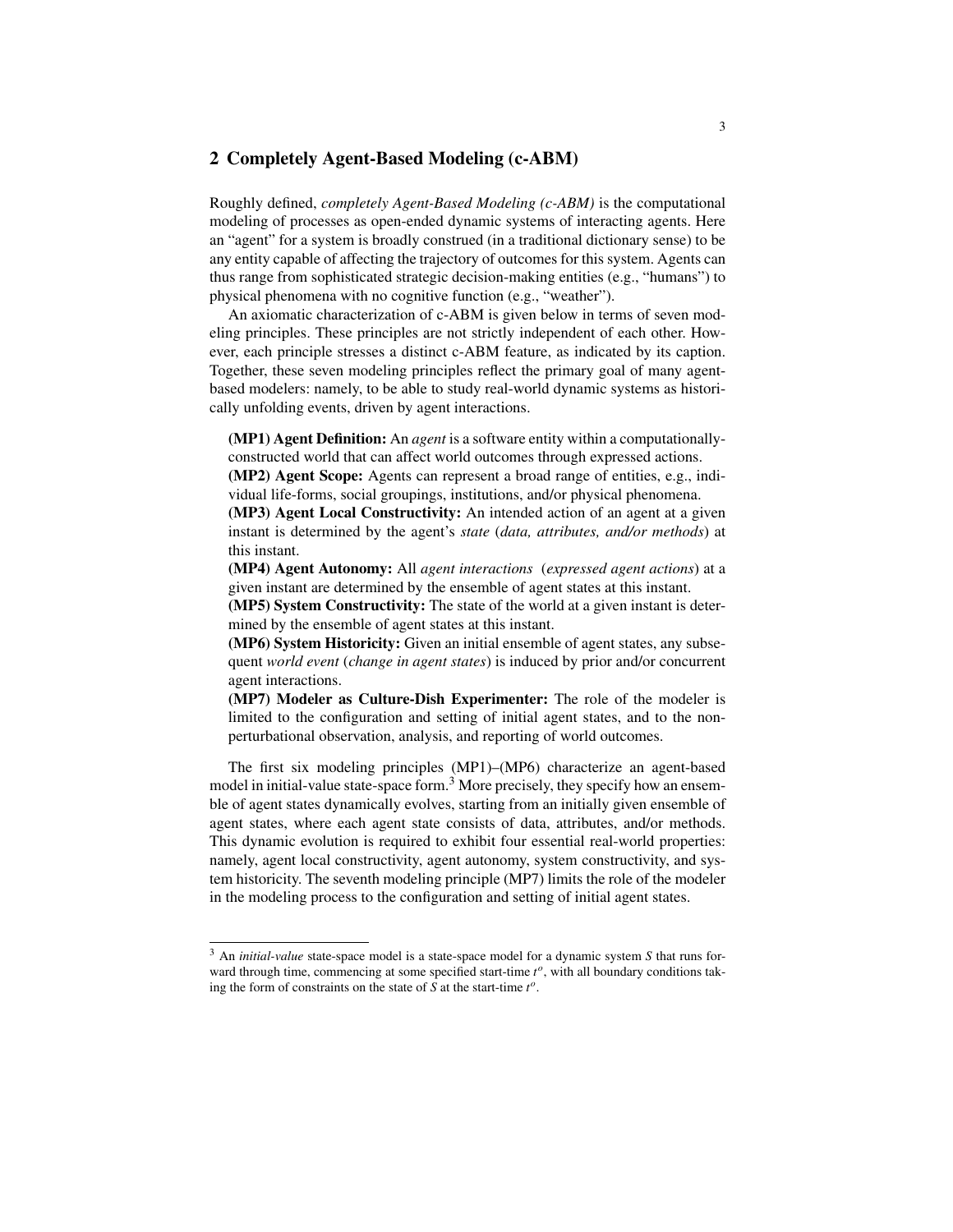## 2 Completely Agent-Based Modeling (c-ABM)

Roughly defined, *completely Agent-Based Modeling (c-ABM)* is the computational modeling of processes as open-ended dynamic systems of interacting agents. Here an "agent" for a system is broadly construed (in a traditional dictionary sense) to be any entity capable of affecting the trajectory of outcomes for this system. Agents can thus range from sophisticated strategic decision-making entities (e.g., "humans") to physical phenomena with no cognitive function (e.g., "weather").

An axiomatic characterization of c-ABM is given below in terms of seven modeling principles. These principles are not strictly independent of each other. However, each principle stresses a distinct c-ABM feature, as indicated by its caption. Together, these seven modeling principles reflect the primary goal of many agent-based modelers: namely, to be able to study real-world dynamic systems as historically unfolding events, driven by agent interactions.

**(MP1) Agent Definition:** An *agent* is a software entity within a computationally-constructed world that can affect world outcomes through expressed actions.

**(MP2) Agent Scope:** Agents can represent a broad range of entities, e.g., individual life-forms, social groupings, institutions, and/or physical phenomena.

**(MP3) Agent Local Constructivity:** An intended action of an agent at a given instant is determined by the agent's *state* (*data, attributes, and/or methods*) at this instant.

**(MP4) Agent Autonomy:** All *agent interactions* (*expressed agent actions*) at a given instant are determined by the ensemble of agent states at this instant.

**(MP5) System Constructivity:** The state of the world at a given instant is determined by the ensemble of agent states at this instant.

**(MP6) System Historicity:** Given an initial ensemble of agent states, any subsequent *world event* (*change in agent states*) is induced by prior and/or concurrent agent interactions.

**(MP7) Modeler as Culture-Dish Experimenter:** The role of the modeler is limited to the configuration and setting of initial agent states, and to the non-perturbational observation, analysis, and reporting of world outcomes.

The first six modeling principles (MP1)–(MP6) characterize an agent-based model in initial-value state-space form.[3] More precisely, they specify how an ensemble of agent states dynamically evolves, starting from an initially given ensemble of agent states, where each agent state consists of data, attributes, and/or methods. This dynamic evolution is required to exhibit four essential real-world properties: namely, agent local constructivity, agent autonomy, system constructivity, and system historicity. The seventh modeling principle (MP7) limits the role of the modeler in the modeling process to the configuration and setting of initial agent states.

---

[3] An *initial-value* state-space model is a state-space model for a dynamic system $S$ that runs forward through time, commencing at some specified start-time $t^o$, with all boundary conditions taking the form of constraints on the state of $S$ at the start-time $t^o$.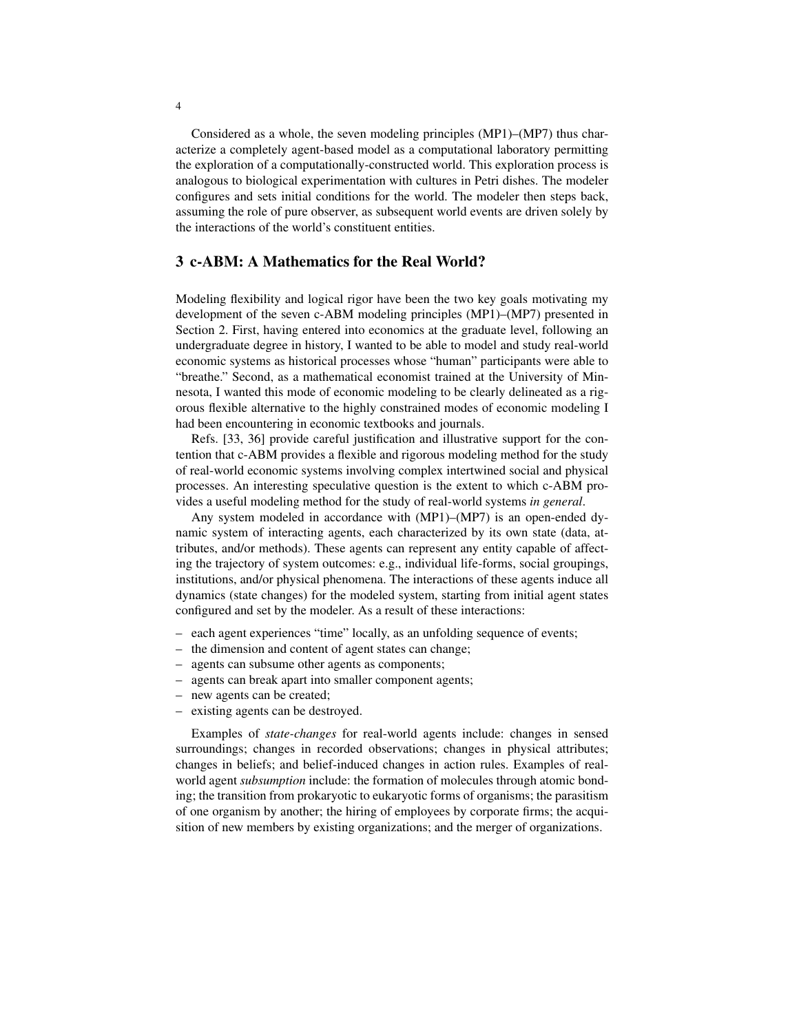Considered as a whole, the seven modeling principles (MP1)–(MP7) thus characterize a completely agent-based model as a computational laboratory permitting the exploration of a computationally-constructed world. This exploration process is analogous to biological experimentation with cultures in Petri dishes. The modeler configures and sets initial conditions for the world. The modeler then steps back, assuming the role of pure observer, as subsequent world events are driven solely by the interactions of the world's constituent entities.

## 3 c-ABM: A Mathematics for the Real World?

Modeling flexibility and logical rigor have been the two key goals motivating my development of the seven c-ABM modeling principles (MP1)–(MP7) presented in Section 2. First, having entered into economics at the graduate level, following an undergraduate degree in history, I wanted to be able to model and study real-world economic systems as historical processes whose "human" participants were able to "breathe." Second, as a mathematical economist trained at the University of Minnesota, I wanted this mode of economic modeling to be clearly delineated as a rigorous flexible alternative to the highly constrained modes of economic modeling I had been encountering in economic textbooks and journals.

Refs. [33, 36] provide careful justification and illustrative support for the contention that c-ABM provides a flexible and rigorous modeling method for the study of real-world economic systems involving complex intertwined social and physical processes. An interesting speculative question is the extent to which c-ABM provides a useful modeling method for the study of real-world systems *in general*.

Any system modeled in accordance with (MP1)–(MP7) is an open-ended dynamic system of interacting agents, each characterized by its own state (data, attributes, and/or methods). These agents can represent any entity capable of affecting the trajectory of system outcomes: e.g., individual life-forms, social groupings, institutions, and/or physical phenomena. The interactions of these agents induce all dynamics (state changes) for the modeled system, starting from initial agent states configured and set by the modeler. As a result of these interactions:

- each agent experiences "time" locally, as an unfolding sequence of events;
- the dimension and content of agent states can change;
- agents can subsume other agents as components;
- agents can break apart into smaller component agents;
- new agents can be created;
- existing agents can be destroyed.

Examples of *state-changes* for real-world agents include: changes in sensed surroundings; changes in recorded observations; changes in physical attributes; changes in beliefs; and belief-induced changes in action rules. Examples of real-world agent *subsumption* include: the formation of molecules through atomic bonding; the transition from prokaryotic to eukaryotic forms of organisms; the parasitism of one organism by another; the hiring of employees by corporate firms; the acquisition of new members by existing organizations; and the merger of organizations.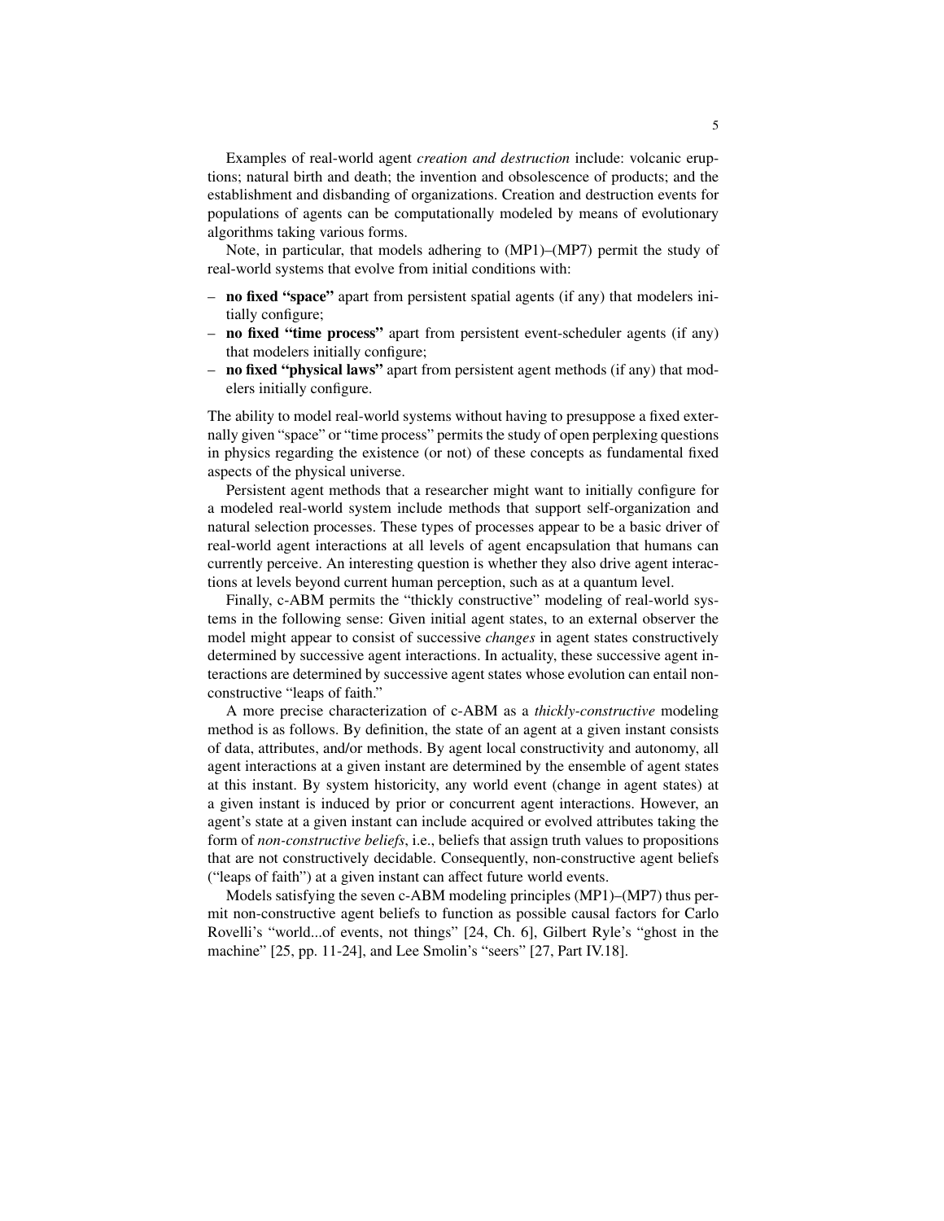Examples of real-world agent *creation and destruction* include: volcanic eruptions; natural birth and death; the invention and obsolescence of products; and the establishment and disbanding of organizations. Creation and destruction events for populations of agents can be computationally modeled by means of evolutionary algorithms taking various forms.

Note, in particular, that models adhering to (MP1)–(MP7) permit the study of real-world systems that evolve from initial conditions with:

- **no fixed "space"** apart from persistent spatial agents (if any) that modelers initially configure;
- **no fixed "time process"** apart from persistent event-scheduler agents (if any) that modelers initially configure;
- **no fixed "physical laws"** apart from persistent agent methods (if any) that modelers initially configure.

The ability to model real-world systems without having to presuppose a fixed externally given "space" or "time process" permits the study of open perplexing questions in physics regarding the existence (or not) of these concepts as fundamental fixed aspects of the physical universe.

Persistent agent methods that a researcher might want to initially configure for a modeled real-world system include methods that support self-organization and natural selection processes. These types of processes appear to be a basic driver of real-world agent interactions at all levels of agent encapsulation that humans can currently perceive. An interesting question is whether they also drive agent interactions at levels beyond current human perception, such as at a quantum level.

Finally, c-ABM permits the "thickly constructive" modeling of real-world systems in the following sense: Given initial agent states, to an external observer the model might appear to consist of successive *changes* in agent states constructively determined by successive agent interactions. In actuality, these successive agent interactions are determined by successive agent states whose evolution can entail non-constructive "leaps of faith."

A more precise characterization of c-ABM as a *thickly-constructive* modeling method is as follows. By definition, the state of an agent at a given instant consists of data, attributes, and/or methods. By agent local constructivity and autonomy, all agent interactions at a given instant are determined by the ensemble of agent states at this instant. By system historicity, any world event (change in agent states) at a given instant is induced by prior or concurrent agent interactions. However, an agent's state at a given instant can include acquired or evolved attributes taking the form of *non-constructive beliefs*, i.e., beliefs that assign truth values to propositions that are not constructively decidable. Consequently, non-constructive agent beliefs ("leaps of faith") at a given instant can affect future world events.

Models satisfying the seven c-ABM modeling principles (MP1)–(MP7) thus permit non-constructive agent beliefs to function as possible causal factors for Carlo Rovelli's "world...of events, not things" [24, Ch. 6], Gilbert Ryle's "ghost in the machine" [25, pp. 11-24], and Lee Smolin's "seers" [27, Part IV.18].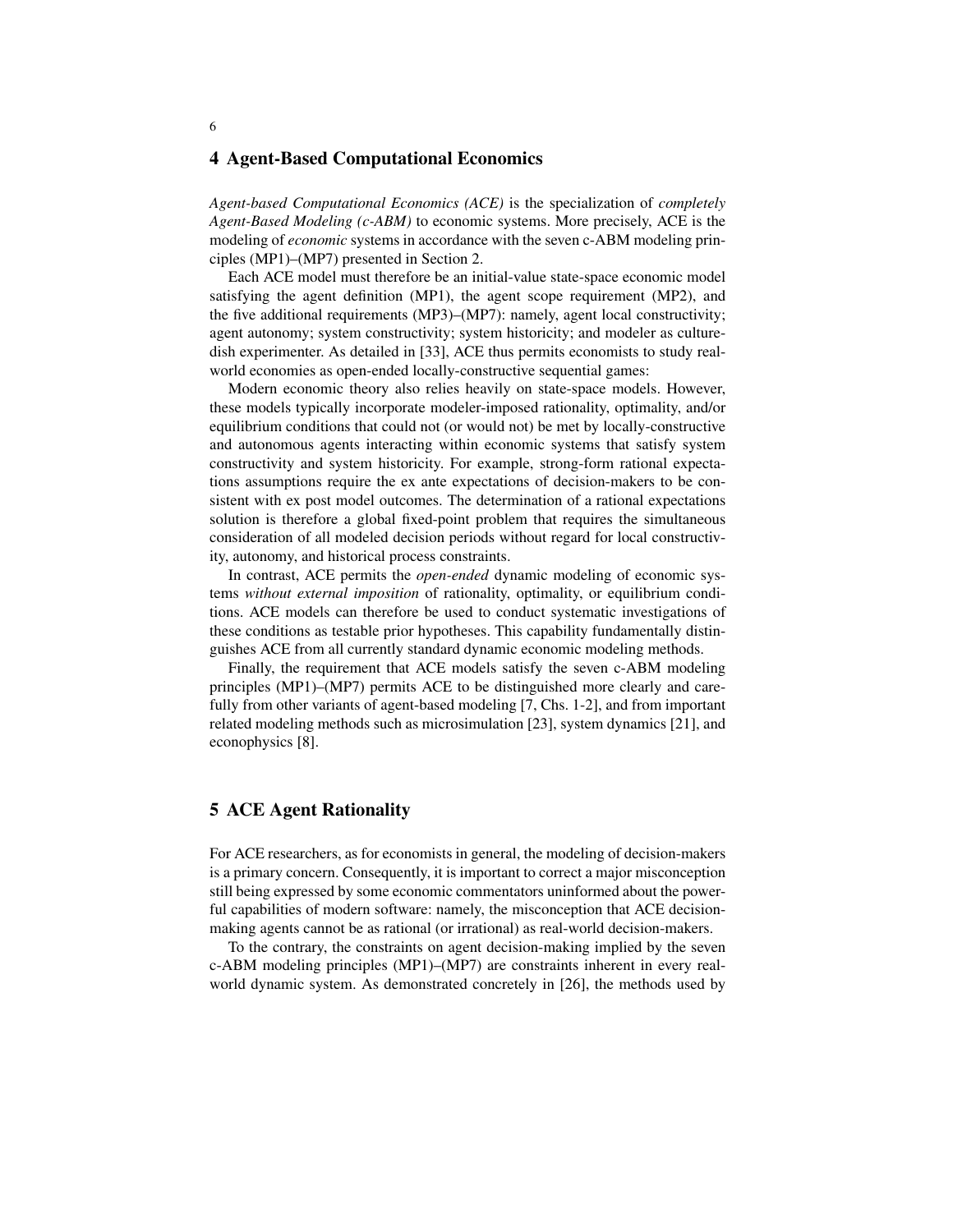## 4 Agent-Based Computational Economics

*Agent-based Computational Economics (ACE)* is the specialization of *completely Agent-Based Modeling (c-ABM)* to economic systems. More precisely, ACE is the modeling of *economic* systems in accordance with the seven c-ABM modeling principles (MP1)–(MP7) presented in Section 2.

Each ACE model must therefore be an initial-value state-space economic model satisfying the agent definition (MP1), the agent scope requirement (MP2), and the five additional requirements (MP3)–(MP7): namely, agent local constructivity; agent autonomy; system constructivity; system historicity; and modeler as culture-dish experimenter. As detailed in [33], ACE thus permits economists to study real-world economies as open-ended locally-constructive sequential games:

Modern economic theory also relies heavily on state-space models. However, these models typically incorporate modeler-imposed rationality, optimality, and/or equilibrium conditions that could not (or would not) be met by locally-constructive and autonomous agents interacting within economic systems that satisfy system constructivity and system historicity. For example, strong-form rational expectations assumptions require the ex ante expectations of decision-makers to be consistent with ex post model outcomes. The determination of a rational expectations solution is therefore a global fixed-point problem that requires the simultaneous consideration of all modeled decision periods without regard for local constructivity, autonomy, and historical process constraints.

In contrast, ACE permits the *open-ended* dynamic modeling of economic systems *without external imposition* of rationality, optimality, or equilibrium conditions. ACE models can therefore be used to conduct systematic investigations of these conditions as testable prior hypotheses. This capability fundamentally distinguishes ACE from all currently standard dynamic economic modeling methods.

Finally, the requirement that ACE models satisfy the seven c-ABM modeling principles (MP1)–(MP7) permits ACE to be distinguished more clearly and carefully from other variants of agent-based modeling [7, Chs. 1-2], and from important related modeling methods such as microsimulation [23], system dynamics [21], and econophysics [8].

## 5 ACE Agent Rationality

For ACE researchers, as for economists in general, the modeling of decision-makers is a primary concern. Consequently, it is important to correct a major misconception still being expressed by some economic commentators uninformed about the powerful capabilities of modern software: namely, the misconception that ACE decision-making agents cannot be as rational (or irrational) as real-world decision-makers.

To the contrary, the constraints on agent decision-making implied by the seven c-ABM modeling principles (MP1)–(MP7) are constraints inherent in every real-world dynamic system. As demonstrated concretely in [26], the methods used by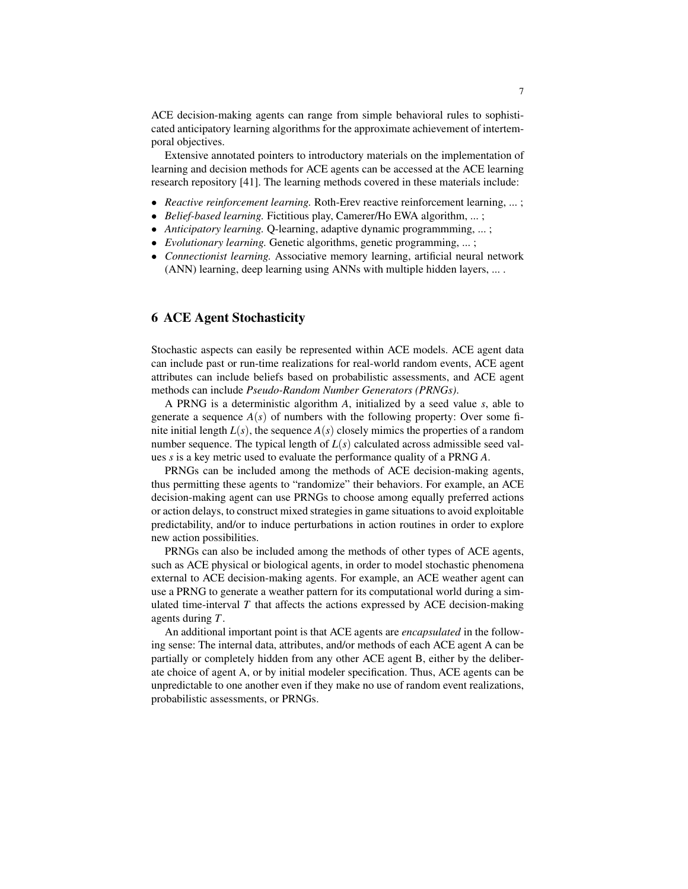ACE decision-making agents can range from simple behavioral rules to sophisticated anticipatory learning algorithms for the approximate achievement of intertemporal objectives.

Extensive annotated pointers to introductory materials on the implementation of learning and decision methods for ACE agents can be accessed at the ACE learning research repository [41]. The learning methods covered in these materials include:

- *Reactive reinforcement learning.* Roth-Erev reactive reinforcement learning, ... ;
- *Belief-based learning.* Fictitious play, Camerer/Ho EWA algorithm, ... ;
- *Anticipatory learning.* Q-learning, adaptive dynamic programmming, ... ;
- *Evolutionary learning.* Genetic algorithms, genetic programming, ... ;
- *Connectionist learning.* Associative memory learning, artificial neural network (ANN) learning, deep learning using ANNs with multiple hidden layers, ... .

## 6 ACE Agent Stochasticity

Stochastic aspects can easily be represented within ACE models. ACE agent data can include past or run-time realizations for real-world random events, ACE agent attributes can include beliefs based on probabilistic assessments, and ACE agent methods can include *Pseudo-Random Number Generators (PRNGs)*.

A PRNG is a deterministic algorithm $A$, initialized by a seed value $s$, able to generate a sequence $A(s)$ of numbers with the following property: Over some finite initial length $L(s)$, the sequence $A(s)$ closely mimics the properties of a random number sequence. The typical length of $L(s)$ calculated across admissible seed values $s$ is a key metric used to evaluate the performance quality of a PRNG $A$.

PRNGs can be included among the methods of ACE decision-making agents, thus permitting these agents to "randomize" their behaviors. For example, an ACE decision-making agent can use PRNGs to choose among equally preferred actions or action delays, to construct mixed strategies in game situations to avoid exploitable predictability, and/or to induce perturbations in action routines in order to explore new action possibilities.

PRNGs can also be included among the methods of other types of ACE agents, such as ACE physical or biological agents, in order to model stochastic phenomena external to ACE decision-making agents. For example, an ACE weather agent can use a PRNG to generate a weather pattern for its computational world during a simulated time-interval $T$ that affects the actions expressed by ACE decision-making agents during $T$.

An additional important point is that ACE agents are *encapsulated* in the following sense: The internal data, attributes, and/or methods of each ACE agent A can be partially or completely hidden from any other ACE agent B, either by the deliberate choice of agent A, or by initial modeler specification. Thus, ACE agents can be unpredictable to one another even if they make no use of random event realizations, probabilistic assessments, or PRNGs.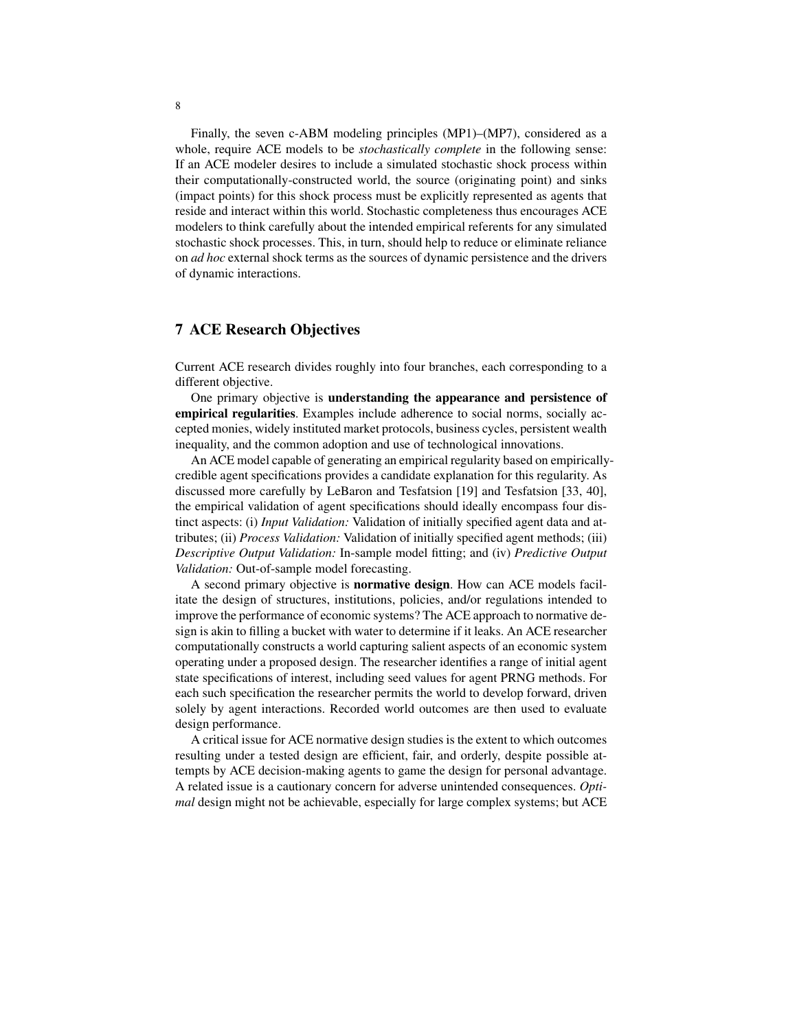Finally, the seven c-ABM modeling principles (MP1)–(MP7), considered as a whole, require ACE models to be *stochastically complete* in the following sense: If an ACE modeler desires to include a simulated stochastic shock process within their computationally-constructed world, the source (originating point) and sinks (impact points) for this shock process must be explicitly represented as agents that reside and interact within this world. Stochastic completeness thus encourages ACE modelers to think carefully about the intended empirical referents for any simulated stochastic shock processes. This, in turn, should help to reduce or eliminate reliance on *ad hoc* external shock terms as the sources of dynamic persistence and the drivers of dynamic interactions.

## 7 ACE Research Objectives

Current ACE research divides roughly into four branches, each corresponding to a different objective.

One primary objective is **understanding the appearance and persistence of empirical regularities**. Examples include adherence to social norms, socially accepted monies, widely instituted market protocols, business cycles, persistent wealth inequality, and the common adoption and use of technological innovations.

An ACE model capable of generating an empirical regularity based on empirically-credible agent specifications provides a candidate explanation for this regularity. As discussed more carefully by LeBaron and Tesfatsion [19] and Tesfatsion [33, 40], the empirical validation of agent specifications should ideally encompass four distinct aspects: (i) *Input Validation:* Validation of initially specified agent data and attributes; (ii) *Process Validation:* Validation of initially specified agent methods; (iii) *Descriptive Output Validation:* In-sample model fitting; and (iv) *Predictive Output Validation:* Out-of-sample model forecasting.

A second primary objective is **normative design**. How can ACE models facilitate the design of structures, institutions, policies, and/or regulations intended to improve the performance of economic systems? The ACE approach to normative design is akin to filling a bucket with water to determine if it leaks. An ACE researcher computationally constructs a world capturing salient aspects of an economic system operating under a proposed design. The researcher identifies a range of initial agent state specifications of interest, including seed values for agent PRNG methods. For each such specification the researcher permits the world to develop forward, driven solely by agent interactions. Recorded world outcomes are then used to evaluate design performance.

A critical issue for ACE normative design studies is the extent to which outcomes resulting under a tested design are efficient, fair, and orderly, despite possible attempts by ACE decision-making agents to game the design for personal advantage. A related issue is a cautionary concern for adverse unintended consequences. *Optimal* design might not be achievable, especially for large complex systems; but ACE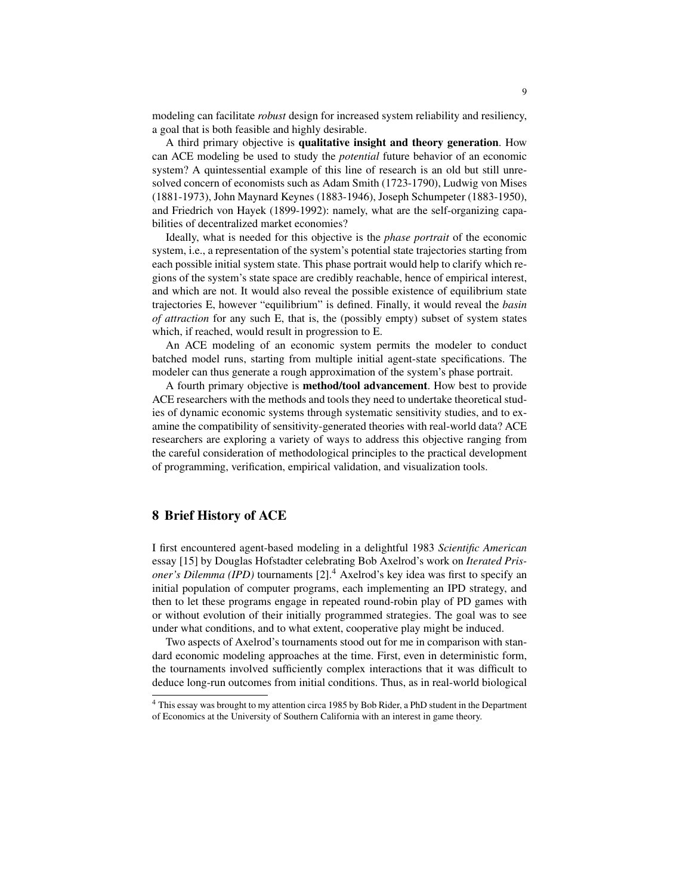modeling can facilitate *robust* design for increased system reliability and resiliency, a goal that is both feasible and highly desirable.

A third primary objective is **qualitative insight and theory generation**. How can ACE modeling be used to study the *potential* future behavior of an economic system? A quintessential example of this line of research is an old but still unresolved concern of economists such as Adam Smith (1723-1790), Ludwig von Mises (1881-1973), John Maynard Keynes (1883-1946), Joseph Schumpeter (1883-1950), and Friedrich von Hayek (1899-1992): namely, what are the self-organizing capabilities of decentralized market economies?

Ideally, what is needed for this objective is the *phase portrait* of the economic system, i.e., a representation of the system's potential state trajectories starting from each possible initial system state. This phase portrait would help to clarify which regions of the system's state space are credibly reachable, hence of empirical interest, and which are not. It would also reveal the possible existence of equilibrium state trajectories E, however "equilibrium" is defined. Finally, it would reveal the *basin of attraction* for any such E, that is, the (possibly empty) subset of system states which, if reached, would result in progression to E.

An ACE modeling of an economic system permits the modeler to conduct batched model runs, starting from multiple initial agent-state specifications. The modeler can thus generate a rough approximation of the system's phase portrait.

A fourth primary objective is **method/tool advancement**. How best to provide ACE researchers with the methods and tools they need to undertake theoretical studies of dynamic economic systems through systematic sensitivity studies, and to examine the compatibility of sensitivity-generated theories with real-world data? ACE researchers are exploring a variety of ways to address this objective ranging from the careful consideration of methodological principles to the practical development of programming, verification, empirical validation, and visualization tools.

## 8 Brief History of ACE

I first encountered agent-based modeling in a delightful 1983 *Scientific American* essay [15] by Douglas Hofstadter celebrating Bob Axelrod's work on *Iterated Prisoner's Dilemma (IPD)* tournaments [2].[4] Axelrod's key idea was first to specify an initial population of computer programs, each implementing an IPD strategy, and then to let these programs engage in repeated round-robin play of PD games with or without evolution of their initially programmed strategies. The goal was to see under what conditions, and to what extent, cooperative play might be induced.

Two aspects of Axelrod's tournaments stood out for me in comparison with standard economic modeling approaches at the time. First, even in deterministic form, the tournaments involved sufficiently complex interactions that it was difficult to deduce long-run outcomes from initial conditions. Thus, as in real-world biological

[4] This essay was brought to my attention circa 1985 by Bob Rider, a PhD student in the Department of Economics at the University of Southern California with an interest in game theory.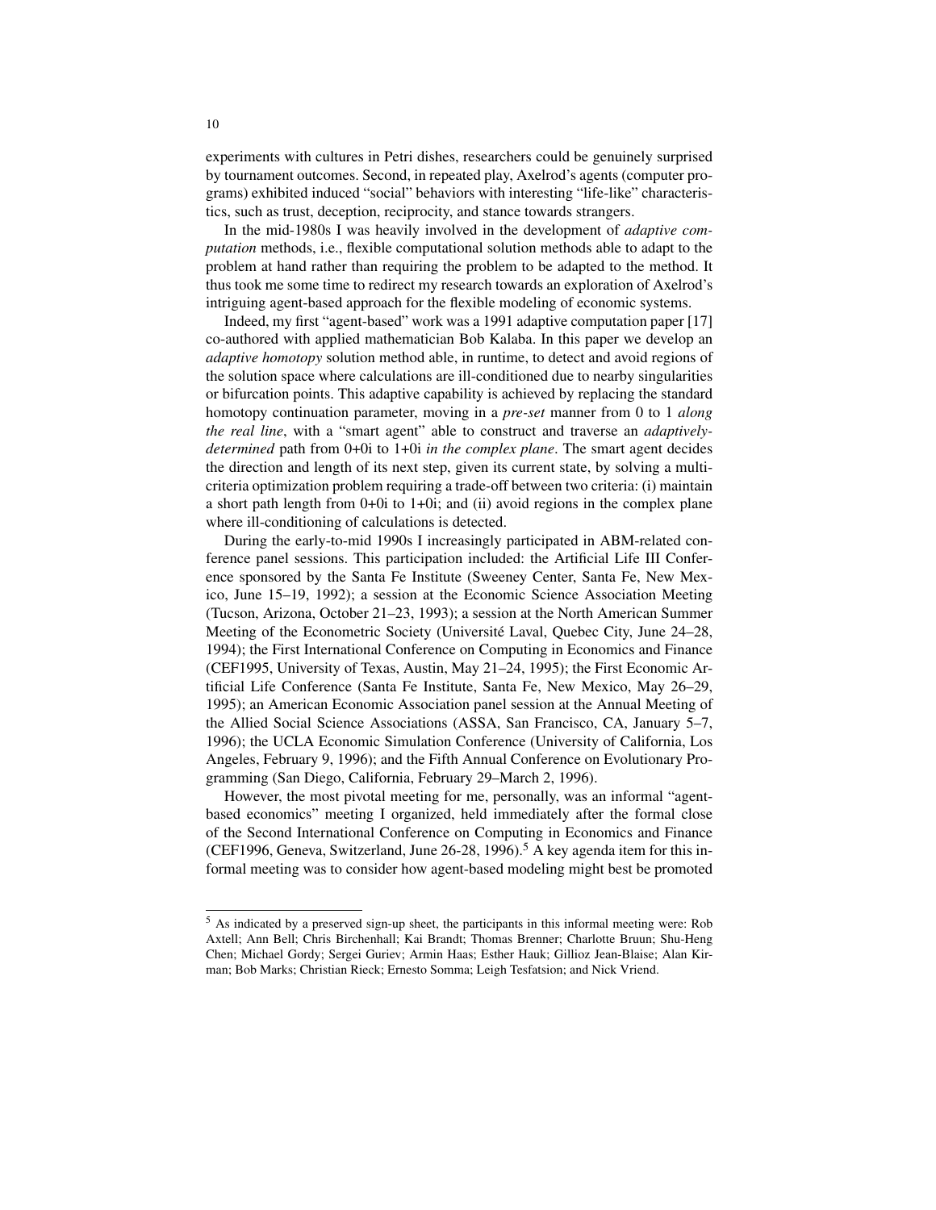experiments with cultures in Petri dishes, researchers could be genuinely surprised by tournament outcomes. Second, in repeated play, Axelrod's agents (computer programs) exhibited induced "social" behaviors with interesting "life-like" characteristics, such as trust, deception, reciprocity, and stance towards strangers.

In the mid-1980s I was heavily involved in the development of *adaptive computation* methods, i.e., flexible computational solution methods able to adapt to the problem at hand rather than requiring the problem to be adapted to the method. It thus took me some time to redirect my research towards an exploration of Axelrod's intriguing agent-based approach for the flexible modeling of economic systems.

Indeed, my first "agent-based" work was a 1991 adaptive computation paper [17] co-authored with applied mathematician Bob Kalaba. In this paper we develop an *adaptive homotopy* solution method able, in runtime, to detect and avoid regions of the solution space where calculations are ill-conditioned due to nearby singularities or bifurcation points. This adaptive capability is achieved by replacing the standard homotopy continuation parameter, moving in a *pre-set* manner from 0 to 1 *along the real line*, with a "smart agent" able to construct and traverse an *adaptively-determined* path from 0+0i to 1+0i *in the complex plane*. The smart agent decides the direction and length of its next step, given its current state, by solving a multi-criteria optimization problem requiring a trade-off between two criteria: (i) maintain a short path length from 0+0i to 1+0i; and (ii) avoid regions in the complex plane where ill-conditioning of calculations is detected.

During the early-to-mid 1990s I increasingly participated in ABM-related conference panel sessions. This participation included: the Artificial Life III Conference sponsored by the Santa Fe Institute (Sweeney Center, Santa Fe, New Mexico, June 15–19, 1992); a session at the Economic Science Association Meeting (Tucson, Arizona, October 21–23, 1993); a session at the North American Summer Meeting of the Econometric Society (Université Laval, Quebec City, June 24–28, 1994); the First International Conference on Computing in Economics and Finance (CEF1995, University of Texas, Austin, May 21–24, 1995); the First Economic Artificial Life Conference (Santa Fe Institute, Santa Fe, New Mexico, May 26–29, 1995); an American Economic Association panel session at the Annual Meeting of the Allied Social Science Associations (ASSA, San Francisco, CA, January 5–7, 1996); the UCLA Economic Simulation Conference (University of California, Los Angeles, February 9, 1996); and the Fifth Annual Conference on Evolutionary Programming (San Diego, California, February 29–March 2, 1996).

However, the most pivotal meeting for me, personally, was an informal "agent-based economics" meeting I organized, held immediately after the formal close of the Second International Conference on Computing in Economics and Finance (CEF1996, Geneva, Switzerland, June 26-28, 1996).[5] A key agenda item for this informal meeting was to consider how agent-based modeling might best be promoted

---

[5] As indicated by a preserved sign-up sheet, the participants in this informal meeting were: Rob Axtell; Ann Bell; Chris Birchenhall; Kai Brandt; Thomas Brenner; Charlotte Bruun; Shu-Heng Chen; Michael Gordy; Sergei Guriev; Armin Haas; Esther Hauk; Gillioz Jean-Blaise; Alan Kirman; Bob Marks; Christian Rieck; Ernesto Somma; Leigh Tesfatsion; and Nick Vriend.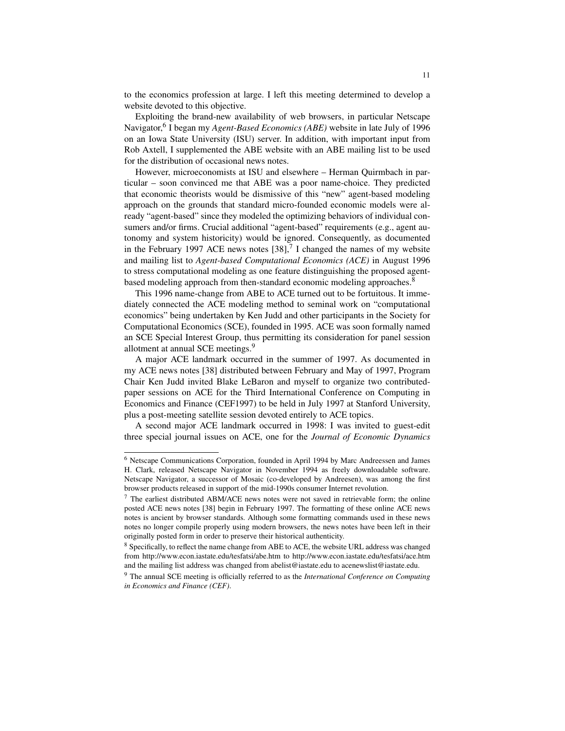to the economics profession at large. I left this meeting determined to develop a website devoted to this objective.

Exploiting the brand-new availability of web browsers, in particular Netscape Navigator,[6] I began my *Agent-Based Economics (ABE)* website in late July of 1996 on an Iowa State University (ISU) server. In addition, with important input from Rob Axtell, I supplemented the ABE website with an ABE mailing list to be used for the distribution of occasional news notes.

However, microeconomists at ISU and elsewhere – Herman Quirmbach in particular – soon convinced me that ABE was a poor name-choice. They predicted that economic theorists would be dismissive of this "new" agent-based modeling approach on the grounds that standard micro-founded economic models were already "agent-based" since they modeled the optimizing behaviors of individual consumers and/or firms. Crucial additional "agent-based" requirements (e.g., agent autonomy and system historicity) would be ignored. Consequently, as documented in the February 1997 ACE news notes [38],[7] I changed the names of my website and mailing list to *Agent-based Computational Economics (ACE)* in August 1996 to stress computational modeling as one feature distinguishing the proposed agent-based modeling approach from then-standard economic modeling approaches.[8]

This 1996 name-change from ABE to ACE turned out to be fortuitous. It immediately connected the ACE modeling method to seminal work on "computational economics" being undertaken by Ken Judd and other participants in the Society for Computational Economics (SCE), founded in 1995. ACE was soon formally named an SCE Special Interest Group, thus permitting its consideration for panel session allotment at annual SCE meetings.[9]

A major ACE landmark occurred in the summer of 1997. As documented in my ACE news notes [38] distributed between February and May of 1997, Program Chair Ken Judd invited Blake LeBaron and myself to organize two contributed-paper sessions on ACE for the Third International Conference on Computing in Economics and Finance (CEF1997) to be held in July 1997 at Stanford University, plus a post-meeting satellite session devoted entirely to ACE topics.

A second major ACE landmark occurred in 1998: I was invited to guest-edit three special journal issues on ACE, one for the *Journal of Economic Dynamics*

---

[6] Netscape Communications Corporation, founded in April 1994 by Marc Andreessen and James H. Clark, released Netscape Navigator in November 1994 as freely downloadable software. Netscape Navigator, a successor of Mosaic (co-developed by Andreesen), was among the first browser products released in support of the mid-1990s consumer Internet revolution.

[7] The earliest distributed ABM/ACE news notes were not saved in retrievable form; the online posted ACE news notes [38] begin in February 1997. The formatting of these online ACE news notes is ancient by browser standards. Although some formatting commands used in these news notes no longer compile properly using modern browsers, the news notes have been left in their originally posted form in order to preserve their historical authenticity.

[8] Specifically, to reflect the name change from ABE to ACE, the website URL address was changed from http://www.econ.iastate.edu/tesfatsi/abe.htm to http://www.econ.iastate.edu/tesfatsi/ace.htm and the mailing list address was changed from abelist@iastate.edu to acenewslist@iastate.edu.

[9] The annual SCE meeting is officially referred to as the *International Conference on Computing in Economics and Finance (CEF)*.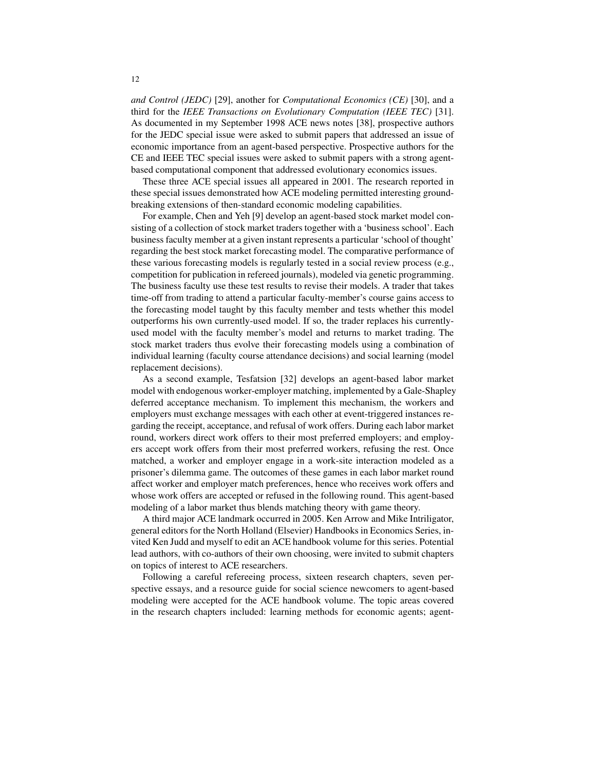*and Control (JEDC)* [29], another for *Computational Economics (CE)* [30], and a third for the *IEEE Transactions on Evolutionary Computation (IEEE TEC)* [31]. As documented in my September 1998 ACE news notes [38], prospective authors for the JEDC special issue were asked to submit papers that addressed an issue of economic importance from an agent-based perspective. Prospective authors for the CE and IEEE TEC special issues were asked to submit papers with a strong agent-based computational component that addressed evolutionary economics issues.

These three ACE special issues all appeared in 2001. The research reported in these special issues demonstrated how ACE modeling permitted interesting ground-breaking extensions of then-standard economic modeling capabilities.

For example, Chen and Yeh [9] develop an agent-based stock market model consisting of a collection of stock market traders together with a 'business school'. Each business faculty member at a given instant represents a particular 'school of thought' regarding the best stock market forecasting model. The comparative performance of these various forecasting models is regularly tested in a social review process (e.g., competition for publication in refereed journals), modeled via genetic programming. The business faculty use these test results to revise their models. A trader that takes time-off from trading to attend a particular faculty-member's course gains access to the forecasting model taught by this faculty member and tests whether this model outperforms his own currently-used model. If so, the trader replaces his currently-used model with the faculty member's model and returns to market trading. The stock market traders thus evolve their forecasting models using a combination of individual learning (faculty course attendance decisions) and social learning (model replacement decisions).

As a second example, Tesfatsion [32] develops an agent-based labor market model with endogenous worker-employer matching, implemented by a Gale-Shapley deferred acceptance mechanism. To implement this mechanism, the workers and employers must exchange messages with each other at event-triggered instances regarding the receipt, acceptance, and refusal of work offers. During each labor market round, workers direct work offers to their most preferred employers; and employers accept work offers from their most preferred workers, refusing the rest. Once matched, a worker and employer engage in a work-site interaction modeled as a prisoner's dilemma game. The outcomes of these games in each labor market round affect worker and employer match preferences, hence who receives work offers and whose work offers are accepted or refused in the following round. This agent-based modeling of a labor market thus blends matching theory with game theory.

A third major ACE landmark occurred in 2005. Ken Arrow and Mike Intriligator, general editors for the North Holland (Elsevier) Handbooks in Economics Series, invited Ken Judd and myself to edit an ACE handbook volume for this series. Potential lead authors, with co-authors of their own choosing, were invited to submit chapters on topics of interest to ACE researchers.

Following a careful refereeing process, sixteen research chapters, seven perspective essays, and a resource guide for social science newcomers to agent-based modeling were accepted for the ACE handbook volume. The topic areas covered in the research chapters included: learning methods for economic agents; agent-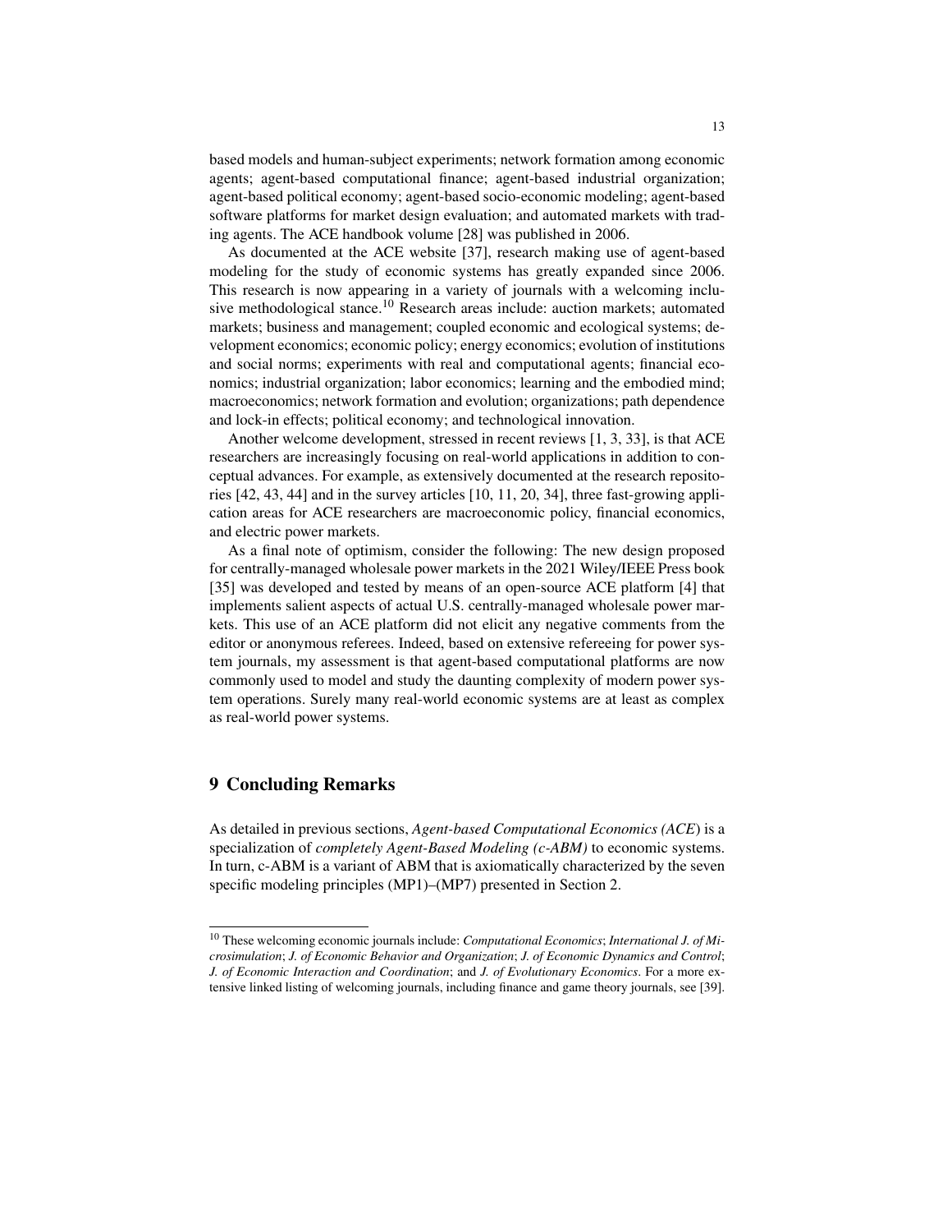based models and human-subject experiments; network formation among economic agents; agent-based computational finance; agent-based industrial organization; agent-based political economy; agent-based socio-economic modeling; agent-based software platforms for market design evaluation; and automated markets with trading agents. The ACE handbook volume [28] was published in 2006.

As documented at the ACE website [37], research making use of agent-based modeling for the study of economic systems has greatly expanded since 2006. This research is now appearing in a variety of journals with a welcoming inclusive methodological stance.[10] Research areas include: auction markets; automated markets; business and management; coupled economic and ecological systems; development economics; economic policy; energy economics; evolution of institutions and social norms; experiments with real and computational agents; financial economics; industrial organization; labor economics; learning and the embodied mind; macroeconomics; network formation and evolution; organizations; path dependence and lock-in effects; political economy; and technological innovation.

Another welcome development, stressed in recent reviews [1, 3, 33], is that ACE researchers are increasingly focusing on real-world applications in addition to conceptual advances. For example, as extensively documented at the research repositories [42, 43, 44] and in the survey articles [10, 11, 20, 34], three fast-growing application areas for ACE researchers are macroeconomic policy, financial economics, and electric power markets.

As a final note of optimism, consider the following: The new design proposed for centrally-managed wholesale power markets in the 2021 Wiley/IEEE Press book [35] was developed and tested by means of an open-source ACE platform [4] that implements salient aspects of actual U.S. centrally-managed wholesale power markets. This use of an ACE platform did not elicit any negative comments from the editor or anonymous referees. Indeed, based on extensive refereeing for power system journals, my assessment is that agent-based computational platforms are now commonly used to model and study the daunting complexity of modern power system operations. Surely many real-world economic systems are at least as complex as real-world power systems.

## 9 Concluding Remarks

As detailed in previous sections, *Agent-based Computational Economics (ACE)* is a specialization of *completely Agent-Based Modeling (c-ABM)* to economic systems. In turn, c-ABM is a variant of ABM that is axiomatically characterized by the seven specific modeling principles (MP1)–(MP7) presented in Section 2.

---

[10] These welcoming economic journals include: *Computational Economics*; *International J. of Microsimulation*; *J. of Economic Behavior and Organization*; *J. of Economic Dynamics and Control*; *J. of Economic Interaction and Coordination*; and *J. of Evolutionary Economics*. For a more extensive linked listing of welcoming journals, including finance and game theory journals, see [39].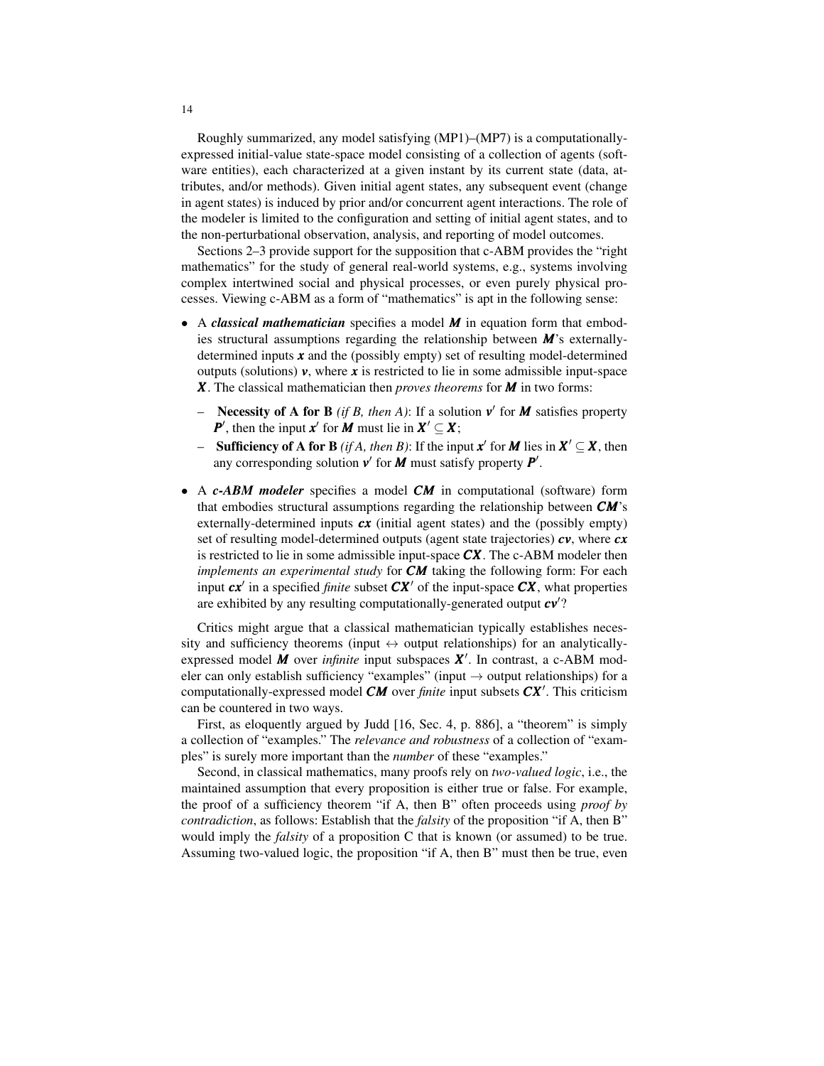Roughly summarized, any model satisfying (MP1)–(MP7) is a computationally-expressed initial-value state-space model consisting of a collection of agents (software entities), each characterized at a given instant by its current state (data, attributes, and/or methods). Given initial agent states, any subsequent event (change in agent states) is induced by prior and/or concurrent agent interactions. The role of the modeler is limited to the configuration and setting of initial agent states, and to the non-perturbational observation, analysis, and reporting of model outcomes.

Sections 2–3 provide support for the supposition that c-ABM provides the "right mathematics" for the study of general real-world systems, e.g., systems involving complex intertwined social and physical processes, or even purely physical processes. Viewing c-ABM as a form of "mathematics" is apt in the following sense:

- A ***classical mathematician*** specifies a model $\boldsymbol{M}$ in equation form that embodies structural assumptions regarding the relationship between $\boldsymbol{M}$'s externally-determined inputs $\boldsymbol{x}$ and the (possibly empty) set of resulting model-determined outputs (solutions) $\boldsymbol{v}$, where $\boldsymbol{x}$ is restricted to lie in some admissible input-space $\boldsymbol{X}$. The classical mathematician then *proves theorems* for $\boldsymbol{M}$ in two forms:
  - **Necessity of A for B** *(if B, then A)*: If a solution $\boldsymbol{v}'$ for $\boldsymbol{M}$ satisfies property $\boldsymbol{P}'$, then the input $\boldsymbol{x}'$ for $\boldsymbol{M}$ must lie in $\boldsymbol{X}' \subseteq \boldsymbol{X}$;
  - **Sufficiency of A for B** *(if A, then B)*: If the input $\boldsymbol{x}'$ for $\boldsymbol{M}$ lies in $\boldsymbol{X}' \subseteq \boldsymbol{X}$, then any corresponding solution $\boldsymbol{v}'$ for $\boldsymbol{M}$ must satisfy property $\boldsymbol{P}'$.
- A ***c-ABM modeler*** specifies a model $\boldsymbol{CM}$ in computational (software) form that embodies structural assumptions regarding the relationship between $\boldsymbol{CM}$'s externally-determined inputs $\boldsymbol{cx}$ (initial agent states) and the (possibly empty) set of resulting model-determined outputs (agent state trajectories) $\boldsymbol{cv}$, where $\boldsymbol{cx}$ is restricted to lie in some admissible input-space $\boldsymbol{CX}$. The c-ABM modeler then *implements an experimental study* for $\boldsymbol{CM}$ taking the following form: For each input $\boldsymbol{cx}'$ in a specified *finite* subset $\boldsymbol{CX}'$ of the input-space $\boldsymbol{CX}$, what properties are exhibited by any resulting computationally-generated output $\boldsymbol{cv}'$?

Critics might argue that a classical mathematician typically establishes necessity and sufficiency theorems (input $\leftrightarrow$ output relationships) for an analytically-expressed model $\boldsymbol{M}$ over *infinite* input subspaces $\boldsymbol{X}'$. In contrast, a c-ABM modeler can only establish sufficiency "examples" (input $\rightarrow$ output relationships) for a computationally-expressed model $\boldsymbol{CM}$ over *finite* input subsets $\boldsymbol{CX}'$. This criticism can be countered in two ways.

First, as eloquently argued by Judd [16, Sec. 4, p. 886], a "theorem" is simply a collection of "examples." The *relevance and robustness* of a collection of "examples" is surely more important than the *number* of these "examples."

Second, in classical mathematics, many proofs rely on *two-valued logic*, i.e., the maintained assumption that every proposition is either true or false. For example, the proof of a sufficiency theorem "if A, then B" often proceeds using *proof by contradiction*, as follows: Establish that the *falsity* of the proposition "if A, then B" would imply the *falsity* of a proposition C that is known (or assumed) to be true. Assuming two-valued logic, the proposition "if A, then B" must then be true, even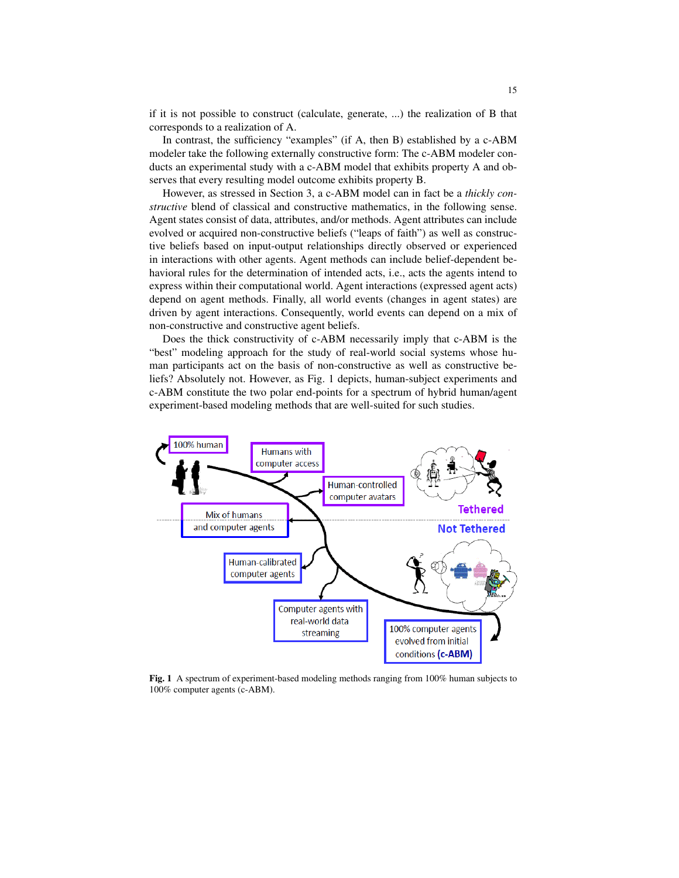if it is not possible to construct (calculate, generate, ...) the realization of B that corresponds to a realization of A.

In contrast, the sufficiency "examples" (if A, then B) established by a c-ABM modeler take the following externally constructive form: The c-ABM modeler conducts an experimental study with a c-ABM model that exhibits property A and observes that every resulting model outcome exhibits property B.

However, as stressed in Section 3, a c-ABM model can in fact be a *thickly constructive* blend of classical and constructive mathematics, in the following sense. Agent states consist of data, attributes, and/or methods. Agent attributes can include evolved or acquired non-constructive beliefs ("leaps of faith") as well as constructive beliefs based on input-output relationships directly observed or experienced in interactions with other agents. Agent methods can include belief-dependent behavioral rules for the determination of intended acts, i.e., acts the agents intend to express within their computational world. Agent interactions (expressed agent acts) depend on agent methods. Finally, all world events (changes in agent states) are driven by agent interactions. Consequently, world events can depend on a mix of non-constructive and constructive agent beliefs.

Does the thick constructivity of c-ABM necessarily imply that c-ABM is the "best" modeling approach for the study of real-world social systems whose human participants act on the basis of non-constructive as well as constructive beliefs? Absolutely not. However, as Fig. 1 depicts, human-subject experiments and c-ABM constitute the two polar end-points for a spectrum of hybrid human/agent experiment-based modeling methods that are well-suited for such studies.

**Fig. 1** A spectrum of experiment-based modeling methods ranging from 100% human subjects to 100% computer agents (c-ABM).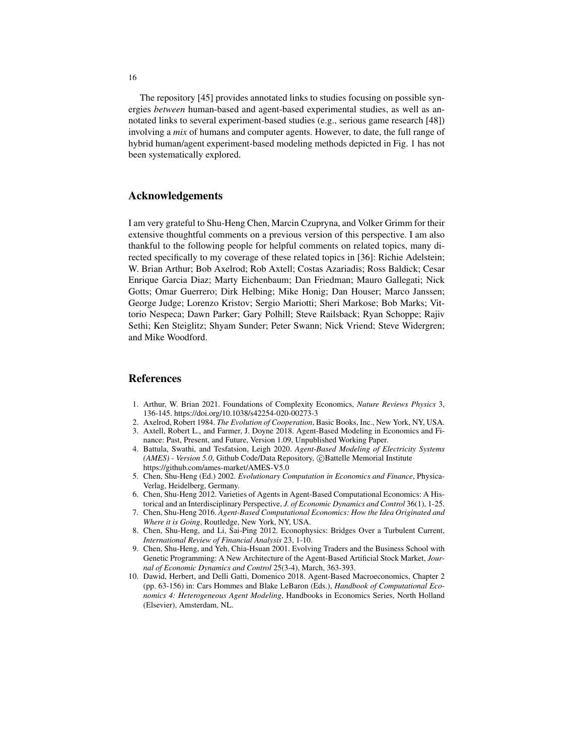The repository [45] provides annotated links to studies focusing on possible synergies *between* human-based and agent-based experimental studies, as well as annotated links to several experiment-based studies (e.g., serious game research [48]) involving a *mix* of humans and computer agents. However, to date, the full range of hybrid human/agent experiment-based modeling methods depicted in Fig. 1 has not been systematically explored.

## Acknowledgements

I am very grateful to Shu-Heng Chen, Marcin Czupryna, and Volker Grimm for their extensive thoughtful comments on a previous version of this perspective. I am also thankful to the following people for helpful comments on related topics, many directed specifically to my coverage of these related topics in [36]: Richie Adelstein; W. Brian Arthur; Bob Axelrod; Rob Axtell; Costas Azariadis; Ross Baldick; Cesar Enrique Garcia Diaz; Marty Eichenbaum; Dan Friedman; Mauro Gallegati; Nick Gotts; Omar Guerrero; Dirk Helbing; Mike Honig; Dan Houser; Marco Janssen; George Judge; Lorenzo Kristov; Sergio Mariotti; Sheri Markose; Bob Marks; Vittorio Nespeca; Dawn Parker; Gary Polhill; Steve Railsback; Ryan Schoppe; Rajiv Sethi; Ken Steiglitz; Shyam Sunder; Peter Swann; Nick Vriend; Steve Widergren; and Mike Woodford.

## References

1. Arthur, W. Brian 2021. Foundations of Complexity Economics, *Nature Reviews Physics* 3, 136-145. https://doi.org/10.1038/s42254-020-00273-3
2. Axelrod, Robert 1984. *The Evolution of Cooperation*, Basic Books, Inc., New York, NY, USA.
3. Axtell, Robert L., and Farmer, J. Doyne 2018. Agent-Based Modeling in Economics and Finance: Past, Present, and Future, Version 1.09, Unpublished Working Paper.
4. Battula, Swathi, and Tesfatsion, Leigh 2020. *Agent-Based Modeling of Electricity Systems (AMES) - Version 5.0*, Github Code/Data Repository, ©Battelle Memorial Institute https://github.com/ames-market/AMES-V5.0
5. Chen, Shu-Heng (Ed.) 2002. *Evolutionary Computation in Economics and Finance*, Physica-Verlag, Heidelberg, Germany.
6. Chen, Shu-Heng 2012. Varieties of Agents in Agent-Based Computational Economics: A Historical and an Interdisciplinary Perspective, *J. of Economic Dynamics and Control* 36(1), 1-25.
7. Chen, Shu-Heng 2016. *Agent-Based Computational Economics: How the Idea Originated and Where it is Going*, Routledge, New York, NY, USA.
8. Chen, Shu-Heng, and Li, Sai-Ping 2012. Econophysics: Bridges Over a Turbulent Current, *International Review of Financial Analysis* 23, 1-10.
9. Chen, Shu-Heng, and Yeh, Chia-Hsuan 2001. Evolving Traders and the Business School with Genetic Programming: A New Architecture of the Agent-Based Artificial Stock Market, *Journal of Economic Dynamics and Control* 25(3-4), March, 363-393.
10. Dawid, Herbert, and Delli Gatti, Domenico 2018. Agent-Based Macroeconomics, Chapter 2 (pp. 63-156) in: Cars Hommes and Blake LeBaron (Eds.), *Handbook of Computational Economics 4: Heterogeneous Agent Modeling*, Handbooks in Economics Series, North Holland (Elsevier), Amsterdam, NL.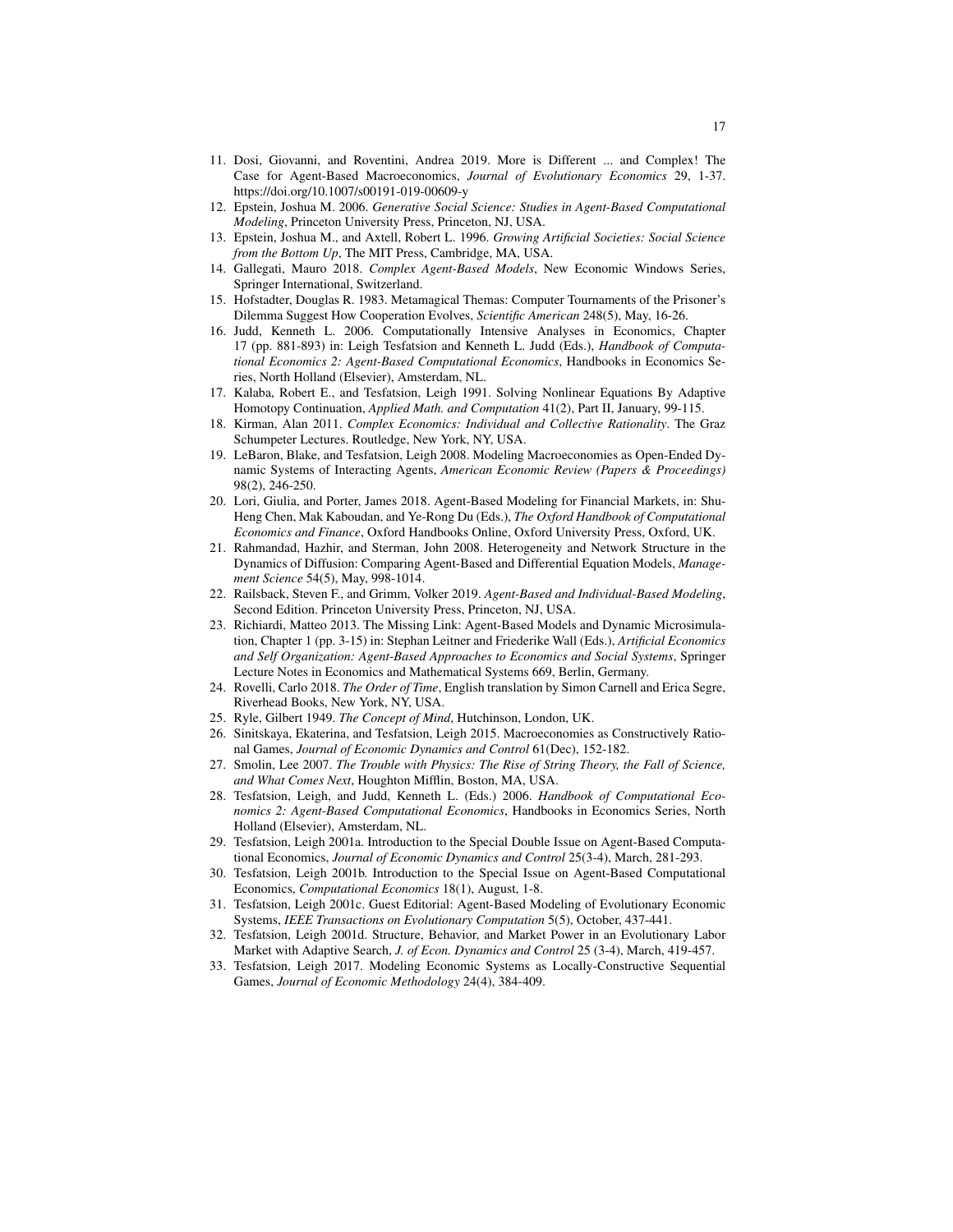11. Dosi, Giovanni, and Roventini, Andrea 2019. More is Different ... and Complex! The Case for Agent-Based Macroeconomics, *Journal of Evolutionary Economics* 29, 1-37. https://doi.org/10.1007/s00191-019-00609-y
12. Epstein, Joshua M. 2006. *Generative Social Science: Studies in Agent-Based Computational Modeling*, Princeton University Press, Princeton, NJ, USA.
13. Epstein, Joshua M., and Axtell, Robert L. 1996. *Growing Artificial Societies: Social Science from the Bottom Up*, The MIT Press, Cambridge, MA, USA.
14. Gallegati, Mauro 2018. *Complex Agent-Based Models*, New Economic Windows Series, Springer International, Switzerland.
15. Hofstadter, Douglas R. 1983. Metamagical Themas: Computer Tournaments of the Prisoner's Dilemma Suggest How Cooperation Evolves, *Scientific American* 248(5), May, 16-26.
16. Judd, Kenneth L. 2006. Computationally Intensive Analyses in Economics, Chapter 17 (pp. 881-893) in: Leigh Tesfatsion and Kenneth L. Judd (Eds.), *Handbook of Computational Economics 2: Agent-Based Computational Economics*, Handbooks in Economics Series, North Holland (Elsevier), Amsterdam, NL.
17. Kalaba, Robert E., and Tesfatsion, Leigh 1991. Solving Nonlinear Equations By Adaptive Homotopy Continuation, *Applied Math. and Computation* 41(2), Part II, January, 99-115.
18. Kirman, Alan 2011. *Complex Economics: Individual and Collective Rationality*. The Graz Schumpeter Lectures. Routledge, New York, NY, USA.
19. LeBaron, Blake, and Tesfatsion, Leigh 2008. Modeling Macroeconomies as Open-Ended Dynamic Systems of Interacting Agents, *American Economic Review (Papers & Proceedings)* 98(2), 246-250.
20. Lori, Giulia, and Porter, James 2018. Agent-Based Modeling for Financial Markets, in: Shu-Heng Chen, Mak Kaboudan, and Ye-Rong Du (Eds.), *The Oxford Handbook of Computational Economics and Finance*, Oxford Handbooks Online, Oxford University Press, Oxford, UK.
21. Rahmandad, Hazhir, and Sterman, John 2008. Heterogeneity and Network Structure in the Dynamics of Diffusion: Comparing Agent-Based and Differential Equation Models, *Management Science* 54(5), May, 998-1014.
22. Railsback, Steven F., and Grimm, Volker 2019. *Agent-Based and Individual-Based Modeling*, Second Edition. Princeton University Press, Princeton, NJ, USA.
23. Richiardi, Matteo 2013. The Missing Link: Agent-Based Models and Dynamic Microsimulation, Chapter 1 (pp. 3-15) in: Stephan Leitner and Friederike Wall (Eds.), *Artificial Economics and Self Organization: Agent-Based Approaches to Economics and Social Systems*, Springer Lecture Notes in Economics and Mathematical Systems 669, Berlin, Germany.
24. Rovelli, Carlo 2018. *The Order of Time*, English translation by Simon Carnell and Erica Segre, Riverhead Books, New York, NY, USA.
25. Ryle, Gilbert 1949. *The Concept of Mind*, Hutchinson, London, UK.
26. Sinitskaya, Ekaterina, and Tesfatsion, Leigh 2015. Macroeconomies as Constructively Rational Games, *Journal of Economic Dynamics and Control* 61(Dec), 152-182.
27. Smolin, Lee 2007. *The Trouble with Physics: The Rise of String Theory, the Fall of Science, and What Comes Next*, Houghton Mifflin, Boston, MA, USA.
28. Tesfatsion, Leigh, and Judd, Kenneth L. (Eds.) 2006. *Handbook of Computational Economics 2: Agent-Based Computational Economics*, Handbooks in Economics Series, North Holland (Elsevier), Amsterdam, NL.
29. Tesfatsion, Leigh 2001a. Introduction to the Special Double Issue on Agent-Based Computational Economics, *Journal of Economic Dynamics and Control* 25(3-4), March, 281-293.
30. Tesfatsion, Leigh 2001b. Introduction to the Special Issue on Agent-Based Computational Economics, *Computational Economics* 18(1), August, 1-8.
31. Tesfatsion, Leigh 2001c. Guest Editorial: Agent-Based Modeling of Evolutionary Economic Systems, *IEEE Transactions on Evolutionary Computation* 5(5), October, 437-441.
32. Tesfatsion, Leigh 2001d. Structure, Behavior, and Market Power in an Evolutionary Labor Market with Adaptive Search, *J. of Econ. Dynamics and Control* 25 (3-4), March, 419-457.
33. Tesfatsion, Leigh 2017. Modeling Economic Systems as Locally-Constructive Sequential Games, *Journal of Economic Methodology* 24(4), 384-409.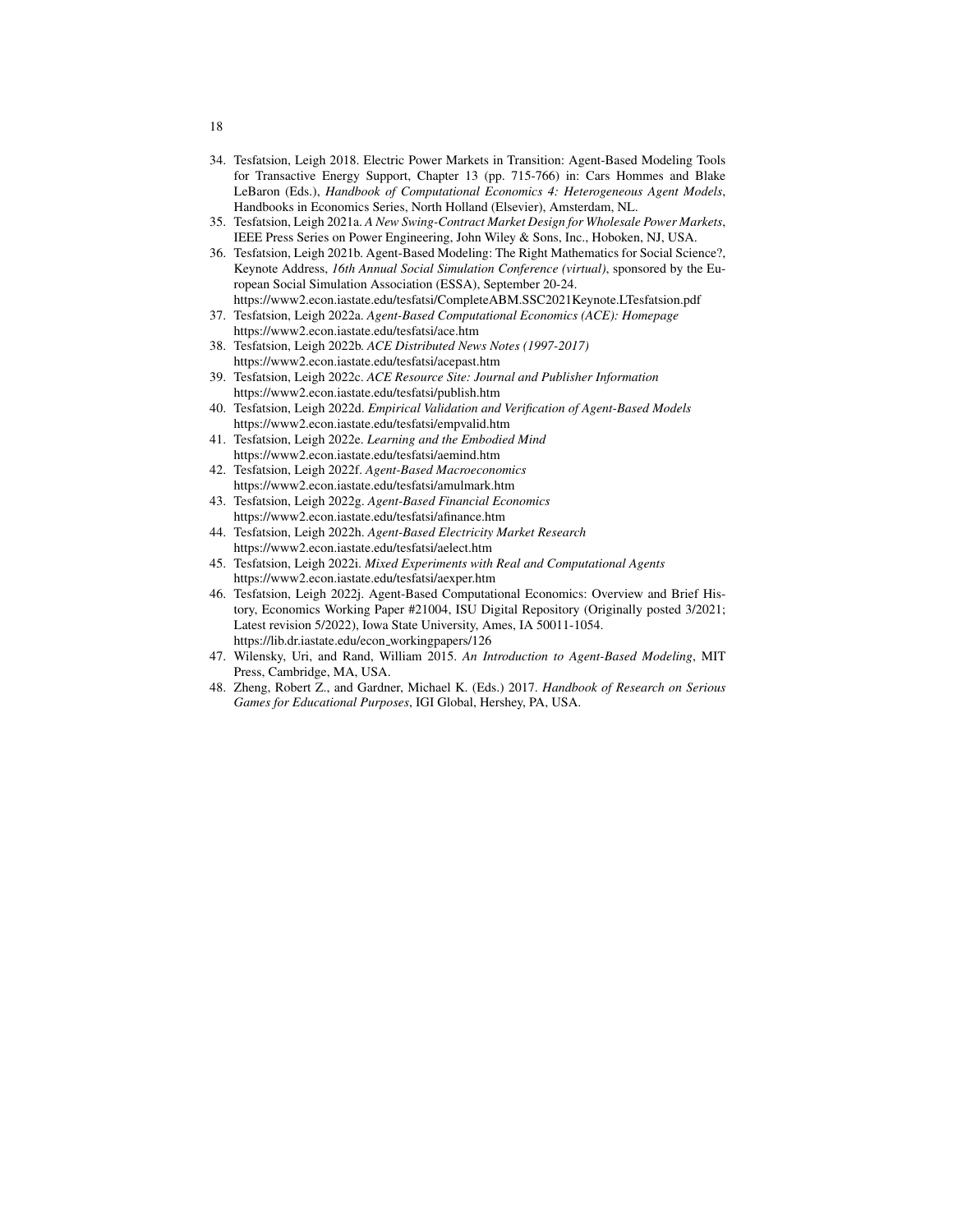34. Tesfatsion, Leigh 2018. Electric Power Markets in Transition: Agent-Based Modeling Tools for Transactive Energy Support, Chapter 13 (pp. 715-766) in: Cars Hommes and Blake LeBaron (Eds.), *Handbook of Computational Economics 4: Heterogeneous Agent Models*, Handbooks in Economics Series, North Holland (Elsevier), Amsterdam, NL.
35. Tesfatsion, Leigh 2021a. *A New Swing-Contract Market Design for Wholesale Power Markets*, IEEE Press Series on Power Engineering, John Wiley & Sons, Inc., Hoboken, NJ, USA.
36. Tesfatsion, Leigh 2021b. Agent-Based Modeling: The Right Mathematics for Social Science?, Keynote Address, *16th Annual Social Simulation Conference (virtual)*, sponsored by the European Social Simulation Association (ESSA), September 20-24. https://www2.econ.iastate.edu/tesfatsi/CompleteABM.SSC2021Keynote.LTesfatsion.pdf
37. Tesfatsion, Leigh 2022a. *Agent-Based Computational Economics (ACE): Homepage* https://www2.econ.iastate.edu/tesfatsi/ace.htm
38. Tesfatsion, Leigh 2022b. *ACE Distributed News Notes (1997-2017)* https://www2.econ.iastate.edu/tesfatsi/acepast.htm
39. Tesfatsion, Leigh 2022c. *ACE Resource Site: Journal and Publisher Information* https://www2.econ.iastate.edu/tesfatsi/publish.htm
40. Tesfatsion, Leigh 2022d. *Empirical Validation and Verification of Agent-Based Models* https://www2.econ.iastate.edu/tesfatsi/empvalid.htm
41. Tesfatsion, Leigh 2022e. *Learning and the Embodied Mind* https://www2.econ.iastate.edu/tesfatsi/aemind.htm
42. Tesfatsion, Leigh 2022f. *Agent-Based Macroeconomics* https://www2.econ.iastate.edu/tesfatsi/amulmark.htm
43. Tesfatsion, Leigh 2022g. *Agent-Based Financial Economics* https://www2.econ.iastate.edu/tesfatsi/afinance.htm
44. Tesfatsion, Leigh 2022h. *Agent-Based Electricity Market Research* https://www2.econ.iastate.edu/tesfatsi/aelect.htm
45. Tesfatsion, Leigh 2022i. *Mixed Experiments with Real and Computational Agents* https://www2.econ.iastate.edu/tesfatsi/aexper.htm
46. Tesfatsion, Leigh 2022j. Agent-Based Computational Economics: Overview and Brief History, Economics Working Paper #21004, ISU Digital Repository (Originally posted 3/2021; Latest revision 5/2022), Iowa State University, Ames, IA 50011-1054. https://lib.dr.iastate.edu/econ_workingpapers/126
47. Wilensky, Uri, and Rand, William 2015. *An Introduction to Agent-Based Modeling*, MIT Press, Cambridge, MA, USA.
48. Zheng, Robert Z., and Gardner, Michael K. (Eds.) 2017. *Handbook of Research on Serious Games for Educational Purposes*, IGI Global, Hershey, PA, USA.